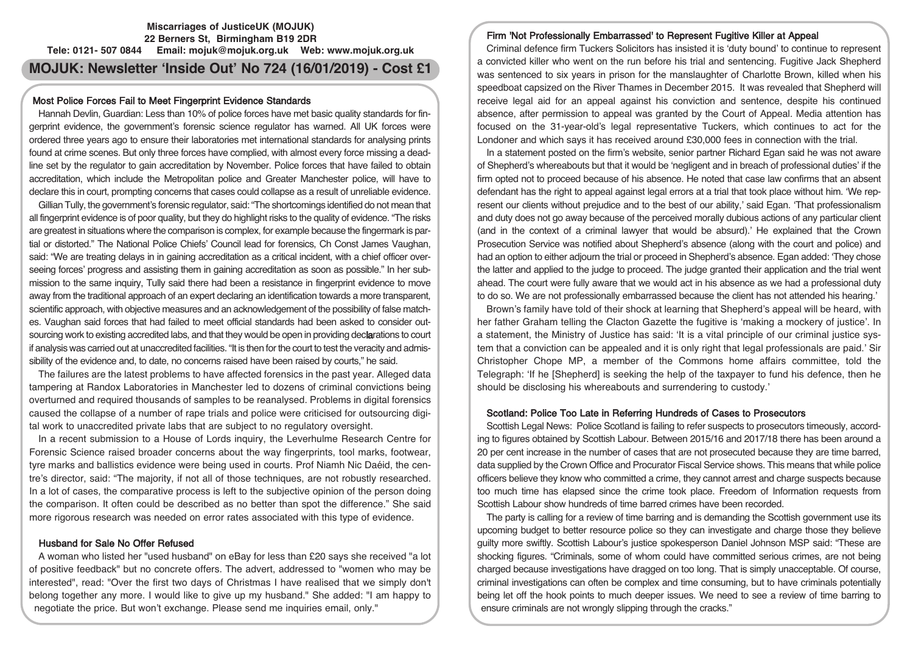**Miscarriages of JusticeUK (MOJUK)**
**22 Berners St, Birmingham B19 2DR**
**Tele: 0121- 507 0844 Email: mojuk@mojuk.org.uk Web: www.mojuk.org.uk**

# MOJUK: Newsletter 'Inside Out' No 724 (16/01/2019) - Cost £1

## Most Police Forces Fail to Meet Fingerprint Evidence Standards

Hannah Devlin, Guardian: Less than 10% of police forces have met basic quality standards for fingerprint evidence, the government's forensic science regulator has warned. All UK forces were ordered three years ago to ensure their laboratories met international standards for analysing prints found at crime scenes. But only three forces have complied, with almost every force missing a deadline set by the regulator to gain accreditation by November. Police forces that have failed to obtain accreditation, which include the Metropolitan police and Greater Manchester police, will have to declare this in court, prompting concerns that cases could collapse as a result of unreliable evidence.

Gillian Tully, the government's forensic regulator, said: "The shortcomings identified do not mean that all fingerprint evidence is of poor quality, but they do highlight risks to the quality of evidence. "The risks are greatest in situations where the comparison is complex, for example because the fingermark is partial or distorted." The National Police Chiefs' Council lead for forensics, Ch Const James Vaughan, said: "We are treating delays in in gaining accreditation as a critical incident, with a chief officer overseeing forces' progress and assisting them in gaining accreditation as soon as possible." In her submission to the same inquiry, Tully said there had been a resistance in fingerprint evidence to move away from the traditional approach of an expert declaring an identification towards a more transparent, scientific approach, with objective measures and an acknowledgement of the possibility of false matches. Vaughan said forces that had failed to meet official standards had been asked to consider outsourcing work to existing accredited labs, and that they would be open in providing declarations to court if analysis was carried out at unaccredited facilities. "It is then for the court to test the veracity and admissibility of the evidence and, to date, no concerns raised have been raised by courts," he said.

The failures are the latest problems to have affected forensics in the past year. Alleged data tampering at Randox Laboratories in Manchester led to dozens of criminal convictions being overturned and required thousands of samples to be reanalysed. Problems in digital forensics caused the collapse of a number of rape trials and police were criticised for outsourcing digital work to unaccredited private labs that are subject to no regulatory oversight.

In a recent submission to a House of Lords inquiry, the Leverhulme Research Centre for Forensic Science raised broader concerns about the way fingerprints, tool marks, footwear, tyre marks and ballistics evidence were being used in courts. Prof Niamh Nic Daéid, the centre's director, said: "The majority, if not all of those techniques, are not robustly researched. In a lot of cases, the comparative process is left to the subjective opinion of the person doing the comparison. It often could be described as no better than spot the difference." She said more rigorous research was needed on error rates associated with this type of evidence.

## Husband for Sale No Offer Refused

A woman who listed her "used husband" on eBay for less than £20 says she received "a lot of positive feedback" but no concrete offers. The advert, addressed to "women who may be interested", read: "Over the first two days of Christmas I have realised that we simply don't belong together any more. I would like to give up my husband." She added: "I am happy to negotiate the price. But won't exchange. Please send me inquiries email, only."

## Firm 'Not Professionally Embarrassed' to Represent Fugitive Killer at Appeal

Criminal defence firm Tuckers Solicitors has insisted it is 'duty bound' to continue to represent a convicted killer who went on the run before his trial and sentencing. Fugitive Jack Shepherd was sentenced to six years in prison for the manslaughter of Charlotte Brown, killed when his speedboat capsized on the River Thames in December 2015. It was revealed that Shepherd will receive legal aid for an appeal against his conviction and sentence, despite his continued absence, after permission to appeal was granted by the Court of Appeal. Media attention has focused on the 31-year-old's legal representative Tuckers, which continues to act for the Londoner and which says it has received around £30,000 fees in connection with the trial.

In a statement posted on the firm's website, senior partner Richard Egan said he was not aware of Shepherd's whereabouts but that it would be 'negligent and in breach of professional duties' if the firm opted not to proceed because of his absence. He noted that case law confirms that an absent defendant has the right to appeal against legal errors at a trial that took place without him. 'We represent our clients without prejudice and to the best of our ability,' said Egan. 'That professionalism and duty does not go away because of the perceived morally dubious actions of any particular client (and in the context of a criminal lawyer that would be absurd).' He explained that the Crown Prosecution Service was notified about Shepherd's absence (along with the court and police) and had an option to either adjourn the trial or proceed in Shepherd's absence. Egan added: 'They chose the latter and applied to the judge to proceed. The judge granted their application and the trial went ahead. The court were fully aware that we would act in his absence as we had a professional duty to do so. We are not professionally embarrassed because the client has not attended his hearing.'

Brown's family have told of their shock at learning that Shepherd's appeal will be heard, with her father Graham telling the Clacton Gazette the fugitive is 'making a mockery of justice'. In a statement, the Ministry of Justice has said: 'It is a vital principle of our criminal justice system that a conviction can be appealed and it is only right that legal professionals are paid.' Sir Christopher Chope MP, a member of the Commons home affairs committee, told the Telegraph: 'If he [Shepherd] is seeking the help of the taxpayer to fund his defence, then he should be disclosing his whereabouts and surrendering to custody.'

## Scotland: Police Too Late in Referring Hundreds of Cases to Prosecutors

Scottish Legal News: Police Scotland is failing to refer suspects to prosecutors timeously, according to figures obtained by Scottish Labour. Between 2015/16 and 2017/18 there has been around a 20 per cent increase in the number of cases that are not prosecuted because they are time barred, data supplied by the Crown Office and Procurator Fiscal Service shows. This means that while police officers believe they know who committed a crime, they cannot arrest and charge suspects because too much time has elapsed since the crime took place. Freedom of Information requests from Scottish Labour show hundreds of time barred crimes have been recorded.

The party is calling for a review of time barring and is demanding the Scottish government use its upcoming budget to better resource police so they can investigate and charge those they believe guilty more swiftly. Scottish Labour's justice spokesperson Daniel Johnson MSP said: "These are shocking figures. "Criminals, some of whom could have committed serious crimes, are not being charged because investigations have dragged on too long. That is simply unacceptable. Of course, criminal investigations can often be complex and time consuming, but to have criminals potentially being let off the hook points to much deeper issues. We need to see a review of time barring to ensure criminals are not wrongly slipping through the cracks."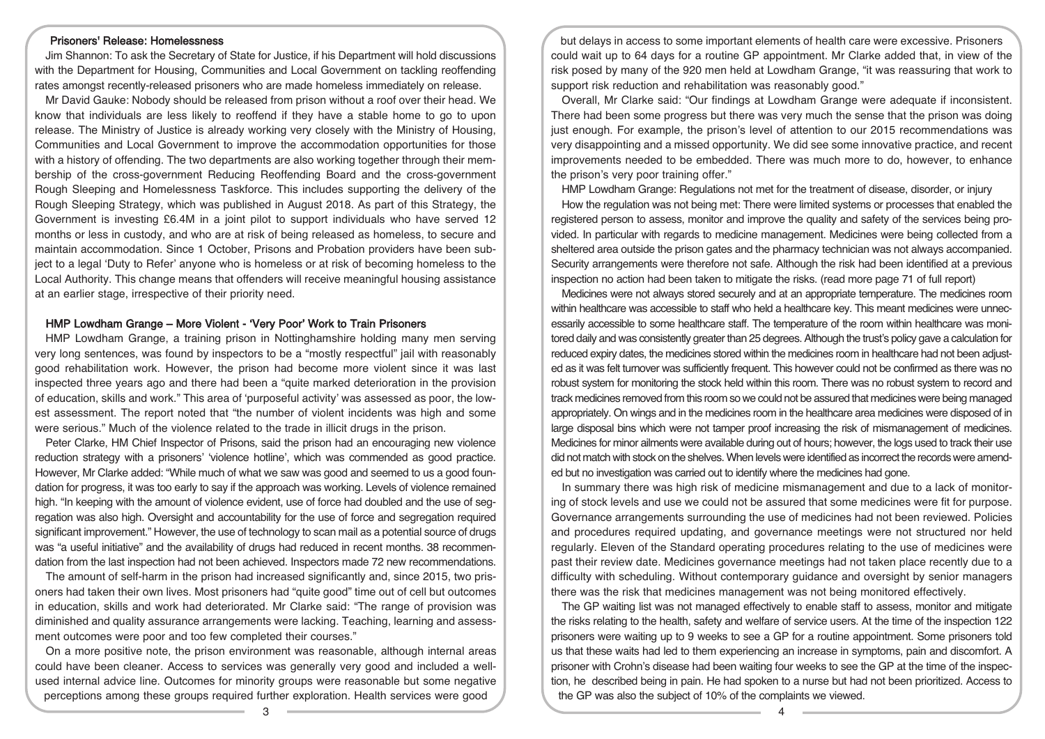## Prisoners' Release: Homelessness

Jim Shannon: To ask the Secretary of State for Justice, if his Department will hold discussions with the Department for Housing, Communities and Local Government on tackling reoffending rates amongst recently-released prisoners who are made homeless immediately on release.

Mr David Gauke: Nobody should be released from prison without a roof over their head. We know that individuals are less likely to reoffend if they have a stable home to go to upon release. The Ministry of Justice is already working very closely with the Ministry of Housing, Communities and Local Government to improve the accommodation opportunities for those with a history of offending. The two departments are also working together through their membership of the cross-government Reducing Reoffending Board and the cross-government Rough Sleeping and Homelessness Taskforce. This includes supporting the delivery of the Rough Sleeping Strategy, which was published in August 2018. As part of this Strategy, the Government is investing £6.4M in a joint pilot to support individuals who have served 12 months or less in custody, and who are at risk of being released as homeless, to secure and maintain accommodation. Since 1 October, Prisons and Probation providers have been subject to a legal 'Duty to Refer' anyone who is homeless or at risk of becoming homeless to the Local Authority. This change means that offenders will receive meaningful housing assistance at an earlier stage, irrespective of their priority need.

## HMP Lowdham Grange – More Violent - 'Very Poor' Work to Train Prisoners

HMP Lowdham Grange, a training prison in Nottinghamshire holding many men serving very long sentences, was found by inspectors to be a "mostly respectful" jail with reasonably good rehabilitation work. However, the prison had become more violent since it was last inspected three years ago and there had been a "quite marked deterioration in the provision of education, skills and work." This area of 'purposeful activity' was assessed as poor, the lowest assessment. The report noted that "the number of violent incidents was high and some were serious." Much of the violence related to the trade in illicit drugs in the prison.

Peter Clarke, HM Chief Inspector of Prisons, said the prison had an encouraging new violence reduction strategy with a prisoners' 'violence hotline', which was commended as good practice. However, Mr Clarke added: "While much of what we saw was good and seemed to us a good foundation for progress, it was too early to say if the approach was working. Levels of violence remained high. "In keeping with the amount of violence evident, use of force had doubled and the use of segregation was also high. Oversight and accountability for the use of force and segregation required significant improvement." However, the use of technology to scan mail as a potential source of drugs was "a useful initiative" and the availability of drugs had reduced in recent months. 38 recommendation from the last inspection had not been achieved. Inspectors made 72 new recommendations.

The amount of self-harm in the prison had increased significantly and, since 2015, two prisoners had taken their own lives. Most prisoners had "quite good" time out of cell but outcomes in education, skills and work had deteriorated. Mr Clarke said: "The range of provision was diminished and quality assurance arrangements were lacking. Teaching, learning and assessment outcomes were poor and too few completed their courses."

On a more positive note, the prison environment was reasonable, although internal areas could have been cleaner. Access to services was generally very good and included a well-used internal advice line. Outcomes for minority groups were reasonable but some negative perceptions among these groups required further exploration. Health services were good but delays in access to some important elements of health care were excessive. Prisoners could wait up to 64 days for a routine GP appointment. Mr Clarke added that, in view of the risk posed by many of the 920 men held at Lowdham Grange, "it was reassuring that work to support risk reduction and rehabilitation was reasonably good."

Overall, Mr Clarke said: "Our findings at Lowdham Grange were adequate if inconsistent. There had been some progress but there was very much the sense that the prison was doing just enough. For example, the prison's level of attention to our 2015 recommendations was very disappointing and a missed opportunity. We did see some innovative practice, and recent improvements needed to be embedded. There was much more to do, however, to enhance the prison's very poor training offer."

HMP Lowdham Grange: Regulations not met for the treatment of disease, disorder, or injury

How the regulation was not being met: There were limited systems or processes that enabled the registered person to assess, monitor and improve the quality and safety of the services being provided. In particular with regards to medicine management. Medicines were being collected from a sheltered area outside the prison gates and the pharmacy technician was not always accompanied. Security arrangements were therefore not safe. Although the risk had been identified at a previous inspection no action had been taken to mitigate the risks. (read more page 71 of full report)

Medicines were not always stored securely and at an appropriate temperature. The medicines room within healthcare was accessible to staff who held a healthcare key. This meant medicines were unnecessarily accessible to some healthcare staff. The temperature of the room within healthcare was monitored daily and was consistently greater than 25 degrees. Although the trust's policy gave a calculation for reduced expiry dates, the medicines stored within the medicines room in healthcare had not been adjusted as it was felt turnover was sufficiently frequent. This however could not be confirmed as there was no robust system for monitoring the stock held within this room. There was no robust system to record and track medicines removed from this room so we could not be assured that medicines were being managed appropriately. On wings and in the medicines room in the healthcare area medicines were disposed of in large disposal bins which were not tamper proof increasing the risk of mismanagement of medicines. Medicines for minor ailments were available during out of hours; however, the logs used to track their use did not match with stock on the shelves. When levels were identified as incorrect the records were amended but no investigation was carried out to identify where the medicines had gone.

In summary there was high risk of medicine mismanagement and due to a lack of monitoring of stock levels and use we could not be assured that some medicines were fit for purpose. Governance arrangements surrounding the use of medicines had not been reviewed. Policies and procedures required updating, and governance meetings were not structured nor held regularly. Eleven of the Standard operating procedures relating to the use of medicines were past their review date. Medicines governance meetings had not taken place recently due to a difficulty with scheduling. Without contemporary guidance and oversight by senior managers there was the risk that medicines management was not being monitored effectively.

The GP waiting list was not managed effectively to enable staff to assess, monitor and mitigate the risks relating to the health, safety and welfare of service users. At the time of the inspection 122 prisoners were waiting up to 9 weeks to see a GP for a routine appointment. Some prisoners told us that these waits had led to them experiencing an increase in symptoms, pain and discomfort. A prisoner with Crohn's disease had been waiting four weeks to see the GP at the time of the inspection, he described being in pain. He had spoken to a nurse but had not been prioritized. Access to the GP was also the subject of 10% of the complaints we viewed.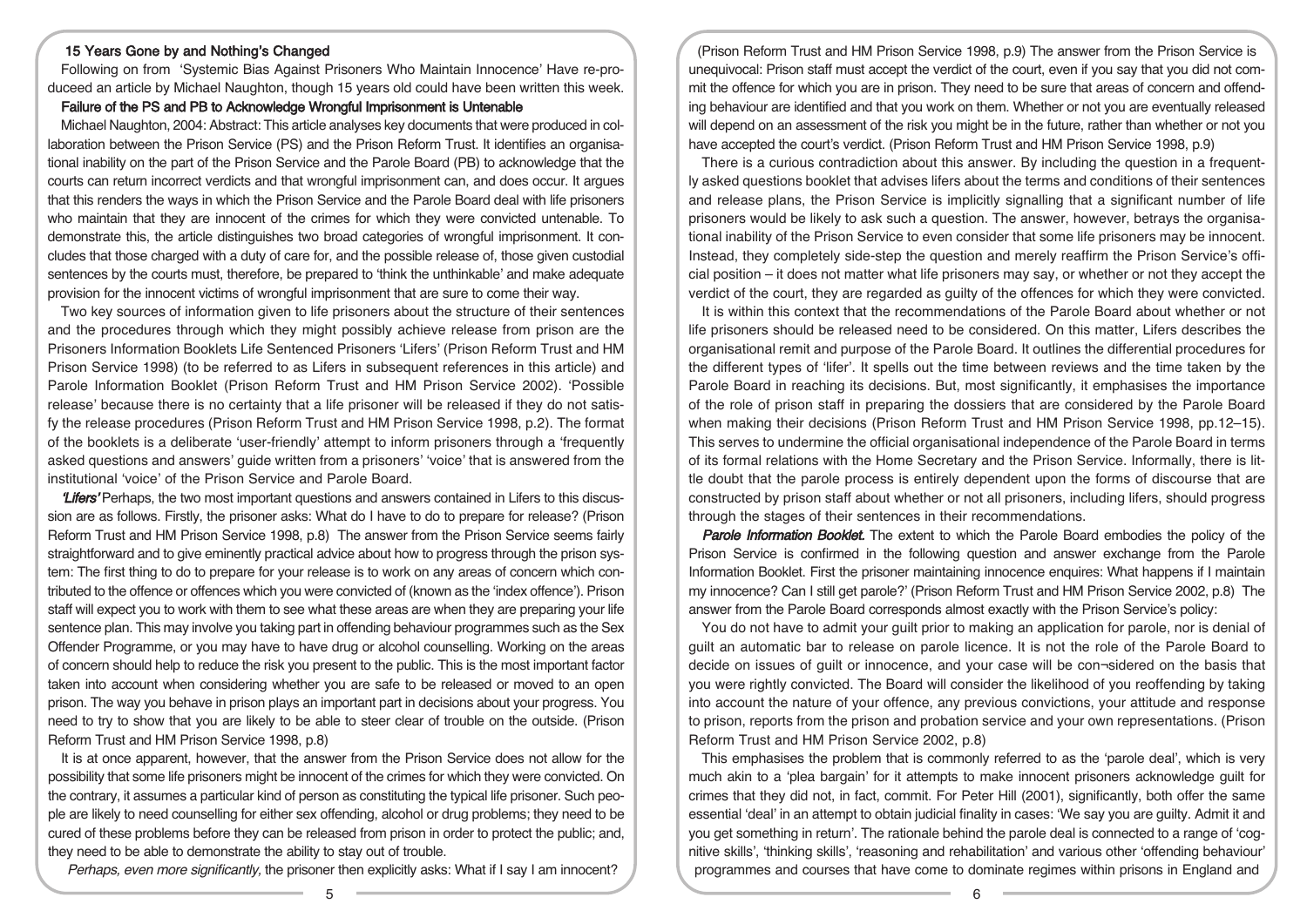## 15 Years Gone by and Nothing's Changed

Following on from 'Systemic Bias Against Prisoners Who Maintain Innocence' Have re-produceed an article by Michael Naughton, though 15 years old could have been written this week.

### Failure of the PS and PB to Acknowledge Wrongful Imprisonment is Untenable

Michael Naughton, 2004: Abstract: This article analyses key documents that were produced in collaboration between the Prison Service (PS) and the Prison Reform Trust. It identifies an organisational inability on the part of the Prison Service and the Parole Board (PB) to acknowledge that the courts can return incorrect verdicts and that wrongful imprisonment can, and does occur. It argues that this renders the ways in which the Prison Service and the Parole Board deal with life prisoners who maintain that they are innocent of the crimes for which they were convicted untenable. To demonstrate this, the article distinguishes two broad categories of wrongful imprisonment. It concludes that those charged with a duty of care for, and the possible release of, those given custodial sentences by the courts must, therefore, be prepared to 'think the unthinkable' and make adequate provision for the innocent victims of wrongful imprisonment that are sure to come their way.

Two key sources of information given to life prisoners about the structure of their sentences and the procedures through which they might possibly achieve release from prison are the Prisoners Information Booklets Life Sentenced Prisoners 'Lifers' (Prison Reform Trust and HM Prison Service 1998) (to be referred to as Lifers in subsequent references in this article) and Parole Information Booklet (Prison Reform Trust and HM Prison Service 2002). 'Possible release' because there is no certainty that a life prisoner will be released if they do not satisfy the release procedures (Prison Reform Trust and HM Prison Service 1998, p.2). The format of the booklets is a deliberate 'user-friendly' attempt to inform prisoners through a 'frequently asked questions and answers' guide written from a prisoners' 'voice' that is answered from the institutional 'voice' of the Prison Service and Parole Board.

***'Lifers'*** Perhaps, the two most important questions and answers contained in Lifers to this discussion are as follows. Firstly, the prisoner asks: What do I have to do to prepare for release? (Prison Reform Trust and HM Prison Service 1998, p.8) The answer from the Prison Service seems fairly straightforward and to give eminently practical advice about how to progress through the prison system: The first thing to do to prepare for your release is to work on any areas of concern which contributed to the offence or offences which you were convicted of (known as the 'index offence'). Prison staff will expect you to work with them to see what these areas are when they are preparing your life sentence plan. This may involve you taking part in offending behaviour programmes such as the Sex Offender Programme, or you may have to have drug or alcohol counselling. Working on the areas of concern should help to reduce the risk you present to the public. This is the most important factor taken into account when considering whether you are safe to be released or moved to an open prison. The way you behave in prison plays an important part in decisions about your progress. You need to try to show that you are likely to be able to steer clear of trouble on the outside. (Prison Reform Trust and HM Prison Service 1998, p.8)

It is at once apparent, however, that the answer from the Prison Service does not allow for the possibility that some life prisoners might be innocent of the crimes for which they were convicted. On the contrary, it assumes a particular kind of person as constituting the typical life prisoner. Such people are likely to need counselling for either sex offending, alcohol or drug problems; they need to be cured of these problems before they can be released from prison in order to protect the public; and, they need to be able to demonstrate the ability to stay out of trouble.

*Perhaps, even more significantly,* the prisoner then explicitly asks: What if I say I am innocent? (Prison Reform Trust and HM Prison Service 1998, p.9) The answer from the Prison Service is unequivocal: Prison staff must accept the verdict of the court, even if you say that you did not commit the offence for which you are in prison. They need to be sure that areas of concern and offending behaviour are identified and that you work on them. Whether or not you are eventually released will depend on an assessment of the risk you might be in the future, rather than whether or not you have accepted the court's verdict. (Prison Reform Trust and HM Prison Service 1998, p.9)

There is a curious contradiction about this answer. By including the question in a frequently asked questions booklet that advises lifers about the terms and conditions of their sentences and release plans, the Prison Service is implicitly signalling that a significant number of life prisoners would be likely to ask such a question. The answer, however, betrays the organisational inability of the Prison Service to even consider that some life prisoners may be innocent. Instead, they completely side-step the question and merely reaffirm the Prison Service's official position – it does not matter what life prisoners may say, or whether or not they accept the verdict of the court, they are regarded as guilty of the offences for which they were convicted.

It is within this context that the recommendations of the Parole Board about whether or not life prisoners should be released need to be considered. On this matter, Lifers describes the organisational remit and purpose of the Parole Board. It outlines the differential procedures for the different types of 'lifer'. It spells out the time between reviews and the time taken by the Parole Board in reaching its decisions. But, most significantly, it emphasises the importance of the role of prison staff in preparing the dossiers that are considered by the Parole Board when making their decisions (Prison Reform Trust and HM Prison Service 1998, pp.12–15). This serves to undermine the official organisational independence of the Parole Board in terms of its formal relations with the Home Secretary and the Prison Service. Informally, there is little doubt that the parole process is entirely dependent upon the forms of discourse that are constructed by prison staff about whether or not all prisoners, including lifers, should progress through the stages of their sentences in their recommendations.

***Parole Information Booklet.*** The extent to which the Parole Board embodies the policy of the Prison Service is confirmed in the following question and answer exchange from the Parole Information Booklet. First the prisoner maintaining innocence enquires: What happens if I maintain my innocence? Can I still get parole?' (Prison Reform Trust and HM Prison Service 2002, p.8) The answer from the Parole Board corresponds almost exactly with the Prison Service's policy:

You do not have to admit your guilt prior to making an application for parole, nor is denial of guilt an automatic bar to release on parole licence. It is not the role of the Parole Board to decide on issues of guilt or innocence, and your case will be con¬sidered on the basis that you were rightly convicted. The Board will consider the likelihood of you reoffending by taking into account the nature of your offence, any previous convictions, your attitude and response to prison, reports from the prison and probation service and your own representations. (Prison Reform Trust and HM Prison Service 2002, p.8)

This emphasises the problem that is commonly referred to as the 'parole deal', which is very much akin to a 'plea bargain' for it attempts to make innocent prisoners acknowledge guilt for crimes that they did not, in fact, commit. For Peter Hill (2001), significantly, both offer the same essential 'deal' in an attempt to obtain judicial finality in cases: 'We say you are guilty. Admit it and you get something in return'. The rationale behind the parole deal is connected to a range of 'cognitive skills', 'thinking skills', 'reasoning and rehabilitation' and various other 'offending behaviour' programmes and courses that have come to dominate regimes within prisons in England and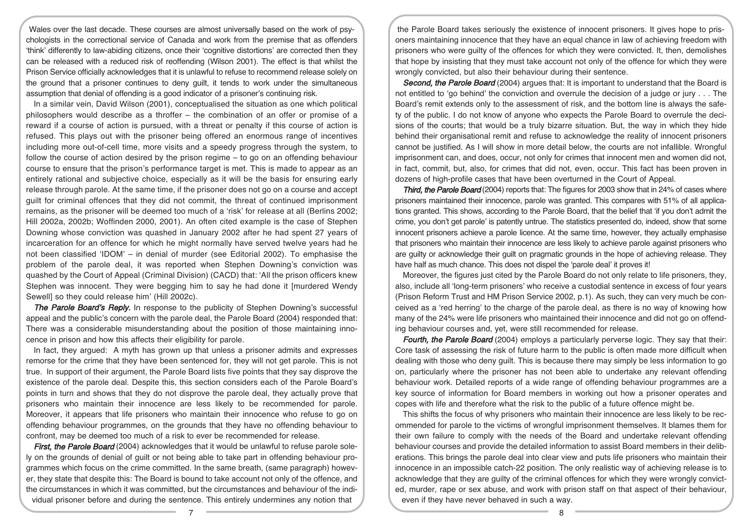Wales over the last decade. These courses are almost universally based on the work of psychologists in the correctional service of Canada and work from the premise that as offenders 'think' differently to law-abiding citizens, once their 'cognitive distortions' are corrected then they can be released with a reduced risk of reoffending (Wilson 2001). The effect is that whilst the Prison Service officially acknowledges that it is unlawful to refuse to recommend release solely on the ground that a prisoner continues to deny guilt, it tends to work under the simultaneous assumption that denial of offending is a good indicator of a prisoner's continuing risk.

In a similar vein, David Wilson (2001), conceptualised the situation as one which political philosophers would describe as a throffer – the combination of an offer or promise of a reward if a course of action is pursued, with a threat or penalty if this course of action is refused. This plays out with the prisoner being offered an enormous range of incentives including more out-of-cell time, more visits and a speedy progress through the system, to follow the course of action desired by the prison regime – to go on an offending behaviour course to ensure that the prison's performance target is met. This is made to appear as an entirely rational and subjective choice, especially as it will be the basis for ensuring early release through parole. At the same time, if the prisoner does not go on a course and accept guilt for criminal offences that they did not commit, the threat of continued imprisonment remains, as the prisoner will be deemed too much of a 'risk' for release at all (Berlins 2002; Hill 2002a, 2002b; Woffinden 2000, 2001). An often cited example is the case of Stephen Downing whose conviction was quashed in January 2002 after he had spent 27 years of incarceration for an offence for which he might normally have served twelve years had he not been classified 'IDOM' – in denial of murder (see Editorial 2002). To emphasise the problem of the parole deal, it was reported when Stephen Downing's conviction was quashed by the Court of Appeal (Criminal Division) (CACD) that: 'All the prison officers knew Stephen was innocent. They were begging him to say he had done it [murdered Wendy Sewell] so they could release him' (Hill 2002c).

***The Parole Board's Reply.*** In response to the publicity of Stephen Downing's successful appeal and the public's concern with the parole deal, the Parole Board (2004) responded that: There was a considerable misunderstanding about the position of those maintaining innocence in prison and how this affects their eligibility for parole.

In fact, they argued: A myth has grown up that unless a prisoner admits and expresses remorse for the crime that they have been sentenced for, they will not get parole. This is not true. In support of their argument, the Parole Board lists five points that they say disprove the existence of the parole deal. Despite this, this section considers each of the Parole Board's points in turn and shows that they do not disprove the parole deal, they actually prove that prisoners who maintain their innocence are less likely to be recommended for parole. Moreover, it appears that life prisoners who maintain their innocence who refuse to go on offending behaviour programmes, on the grounds that they have no offending behaviour to confront, may be deemed too much of a risk to ever be recommended for release.

***First, the Parole Board*** (2004) acknowledges that it would be unlawful to refuse parole solely on the grounds of denial of guilt or not being able to take part in offending behaviour programmes which focus on the crime committed. In the same breath, (same paragraph) however, they state that despite this: The Board is bound to take account not only of the offence, and the circumstances in which it was committed, but the circumstances and behaviour of the individual prisoner before and during the sentence. This entirely undermines any notion that the Parole Board takes seriously the existence of innocent prisoners. It gives hope to prisoners maintaining innocence that they have an equal chance in law of achieving freedom with prisoners who were guilty of the offences for which they were convicted. It, then, demolishes that hope by insisting that they must take account not only of the offence for which they were wrongly convicted, but also their behaviour during their sentence.

***Second, the Parole Board*** (2004) argues that: It is important to understand that the Board is not entitled to 'go behind' the conviction and overrule the decision of a judge or jury . . . The Board's remit extends only to the assessment of risk, and the bottom line is always the safety of the public. I do not know of anyone who expects the Parole Board to overrule the decisions of the courts; that would be a truly bizarre situation. But, the way in which they hide behind their organisational remit and refuse to acknowledge the reality of innocent prisoners cannot be justified. As I will show in more detail below, the courts are not infallible. Wrongful imprisonment can, and does, occur, not only for crimes that innocent men and women did not, in fact, commit, but, also, for crimes that did not, even, occur. This fact has been proven in dozens of high-profile cases that have been overturned in the Court of Appeal.

***Third, the Parole Board*** (2004) reports that: The figures for 2003 show that in 24% of cases where prisoners maintained their innocence, parole was granted. This compares with 51% of all applications granted. This shows, according to the Parole Board, that the belief that 'if you don't admit the crime, you don't get parole' is patently untrue. The statistics presented do, indeed, show that some innocent prisoners achieve a parole licence. At the same time, however, they actually emphasise that prisoners who maintain their innocence are less likely to achieve parole against prisoners who are guilty or acknowledge their guilt on pragmatic grounds in the hope of achieving release. They have half as much chance. This does not dispel the 'parole deal' it proves it!

Moreover, the figures just cited by the Parole Board do not only relate to life prisoners, they, also, include all 'long-term prisoners' who receive a custodial sentence in excess of four years (Prison Reform Trust and HM Prison Service 2002, p.1). As such, they can very much be conceived as a 'red herring' to the charge of the parole deal, as there is no way of knowing how many of the 24% were life prisoners who maintained their innocence and did not go on offending behaviour courses and, yet, were still recommended for release.

***Fourth, the Parole Board*** (2004) employs a particularly perverse logic. They say that their: Core task of assessing the risk of future harm to the public is often made more difficult when dealing with those who deny guilt. This is because there may simply be less information to go on, particularly where the prisoner has not been able to undertake any relevant offending behaviour work. Detailed reports of a wide range of offending behaviour programmes are a key source of information for Board members in working out how a prisoner operates and copes with life and therefore what the risk to the public of a future offence might be.

This shifts the focus of why prisoners who maintain their innocence are less likely to be recommended for parole to the victims of wrongful imprisonment themselves. It blames them for their own failure to comply with the needs of the Board and undertake relevant offending behaviour courses and provide the detailed information to assist Board members in their deliberations. This brings the parole deal into clear view and puts life prisoners who maintain their innocence in an impossible catch-22 position. The only realistic way of achieving release is to acknowledge that they are guilty of the criminal offences for which they were wrongly convicted, murder, rape or sex abuse, and work with prison staff on that aspect of their behaviour, even if they have never behaved in such a way.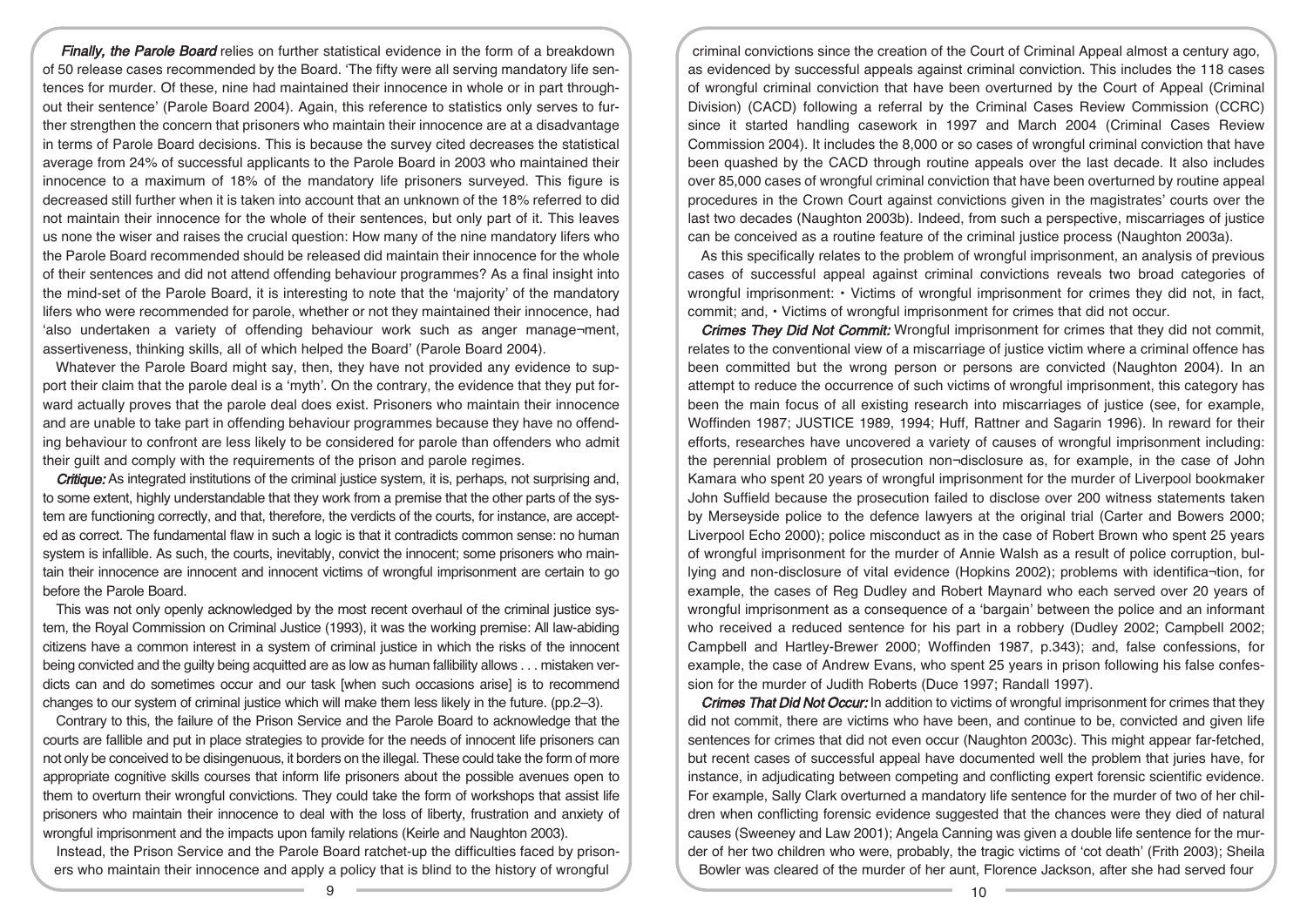***Finally, the Parole Board*** relies on further statistical evidence in the form of a breakdown of 50 release cases recommended by the Board. 'The fifty were all serving mandatory life sentences for murder. Of these, nine had maintained their innocence in whole or in part throughout their sentence' (Parole Board 2004). Again, this reference to statistics only serves to further strengthen the concern that prisoners who maintain their innocence are at a disadvantage in terms of Parole Board decisions. This is because the survey cited decreases the statistical average from 24% of successful applicants to the Parole Board in 2003 who maintained their innocence to a maximum of 18% of the mandatory life prisoners surveyed. This figure is decreased still further when it is taken into account that an unknown of the 18% referred to did not maintain their innocence for the whole of their sentences, but only part of it. This leaves us none the wiser and raises the crucial question: How many of the nine mandatory lifers who the Parole Board recommended should be released did maintain their innocence for the whole of their sentences and did not attend offending behaviour programmes? As a final insight into the mind-set of the Parole Board, it is interesting to note that the 'majority' of the mandatory lifers who were recommended for parole, whether or not they maintained their innocence, had 'also undertaken a variety of offending behaviour work such as anger manage¬ment, assertiveness, thinking skills, all of which helped the Board' (Parole Board 2004).

Whatever the Parole Board might say, then, they have not provided any evidence to support their claim that the parole deal is a 'myth'. On the contrary, the evidence that they put forward actually proves that the parole deal does exist. Prisoners who maintain their innocence and are unable to take part in offending behaviour programmes because they have no offending behaviour to confront are less likely to be considered for parole than offenders who admit their guilt and comply with the requirements of the prison and parole regimes.

***Critique:*** As integrated institutions of the criminal justice system, it is, perhaps, not surprising and, to some extent, highly understandable that they work from a premise that the other parts of the system are functioning correctly, and that, therefore, the verdicts of the courts, for instance, are accepted as correct. The fundamental flaw in such a logic is that it contradicts common sense: no human system is infallible. As such, the courts, inevitably, convict the innocent; some prisoners who maintain their innocence are innocent and innocent victims of wrongful imprisonment are certain to go before the Parole Board.

This was not only openly acknowledged by the most recent overhaul of the criminal justice system, the Royal Commission on Criminal Justice (1993), it was the working premise: All law-abiding citizens have a common interest in a system of criminal justice in which the risks of the innocent being convicted and the guilty being acquitted are as low as human fallibility allows . . . mistaken verdicts can and do sometimes occur and our task [when such occasions arise] is to recommend changes to our system of criminal justice which will make them less likely in the future. (pp.2–3).

Contrary to this, the failure of the Prison Service and the Parole Board to acknowledge that the courts are fallible and put in place strategies to provide for the needs of innocent life prisoners can not only be conceived to be disingenuous, it borders on the illegal. These could take the form of more appropriate cognitive skills courses that inform life prisoners about the possible avenues open to them to overturn their wrongful convictions. They could take the form of workshops that assist life prisoners who maintain their innocence to deal with the loss of liberty, frustration and anxiety of wrongful imprisonment and the impacts upon family relations (Keirle and Naughton 2003).

Instead, the Prison Service and the Parole Board ratchet-up the difficulties faced by prisoners who maintain their innocence and apply a policy that is blind to the history of wrongful criminal convictions since the creation of the Court of Criminal Appeal almost a century ago, as evidenced by successful appeals against criminal conviction. This includes the 118 cases of wrongful criminal conviction that have been overturned by the Court of Appeal (Criminal Division) (CACD) following a referral by the Criminal Cases Review Commission (CCRC) since it started handling casework in 1997 and March 2004 (Criminal Cases Review Commission 2004). It includes the 8,000 or so cases of wrongful criminal conviction that have been quashed by the CACD through routine appeals over the last decade. It also includes over 85,000 cases of wrongful criminal conviction that have been overturned by routine appeal procedures in the Crown Court against convictions given in the magistrates' courts over the last two decades (Naughton 2003b). Indeed, from such a perspective, miscarriages of justice can be conceived as a routine feature of the criminal justice process (Naughton 2003a).

As this specifically relates to the problem of wrongful imprisonment, an analysis of previous cases of successful appeal against criminal convictions reveals two broad categories of wrongful imprisonment: • Victims of wrongful imprisonment for crimes they did not, in fact, commit; and, • Victims of wrongful imprisonment for crimes that did not occur.

***Crimes They Did Not Commit:*** Wrongful imprisonment for crimes that they did not commit, relates to the conventional view of a miscarriage of justice victim where a criminal offence has been committed but the wrong person or persons are convicted (Naughton 2004). In an attempt to reduce the occurrence of such victims of wrongful imprisonment, this category has been the main focus of all existing research into miscarriages of justice (see, for example, Woffinden 1987; JUSTICE 1989, 1994; Huff, Rattner and Sagarin 1996). In reward for their efforts, researches have uncovered a variety of causes of wrongful imprisonment including: the perennial problem of prosecution non¬disclosure as, for example, in the case of John Kamara who spent 20 years of wrongful imprisonment for the murder of Liverpool bookmaker John Suffield because the prosecution failed to disclose over 200 witness statements taken by Merseyside police to the defence lawyers at the original trial (Carter and Bowers 2000; Liverpool Echo 2000); police misconduct as in the case of Robert Brown who spent 25 years of wrongful imprisonment for the murder of Annie Walsh as a result of police corruption, bullying and non-disclosure of vital evidence (Hopkins 2002); problems with identifica¬tion, for example, the cases of Reg Dudley and Robert Maynard who each served over 20 years of wrongful imprisonment as a consequence of a 'bargain' between the police and an informant who received a reduced sentence for his part in a robbery (Dudley 2002; Campbell 2002; Campbell and Hartley-Brewer 2000; Woffinden 1987, p.343); and, false confessions, for example, the case of Andrew Evans, who spent 25 years in prison following his false confession for the murder of Judith Roberts (Duce 1997; Randall 1997).

***Crimes That Did Not Occur:*** In addition to victims of wrongful imprisonment for crimes that they did not commit, there are victims who have been, and continue to be, convicted and given life sentences for crimes that did not even occur (Naughton 2003c). This might appear far-fetched, but recent cases of successful appeal have documented well the problem that juries have, for instance, in adjudicating between competing and conflicting expert forensic scientific evidence. For example, Sally Clark overturned a mandatory life sentence for the murder of two of her children when conflicting forensic evidence suggested that the chances were they died of natural causes (Sweeney and Law 2001); Angela Canning was given a double life sentence for the murder of her two children who were, probably, the tragic victims of 'cot death' (Frith 2003); Sheila Bowler was cleared of the murder of her aunt, Florence Jackson, after she had served four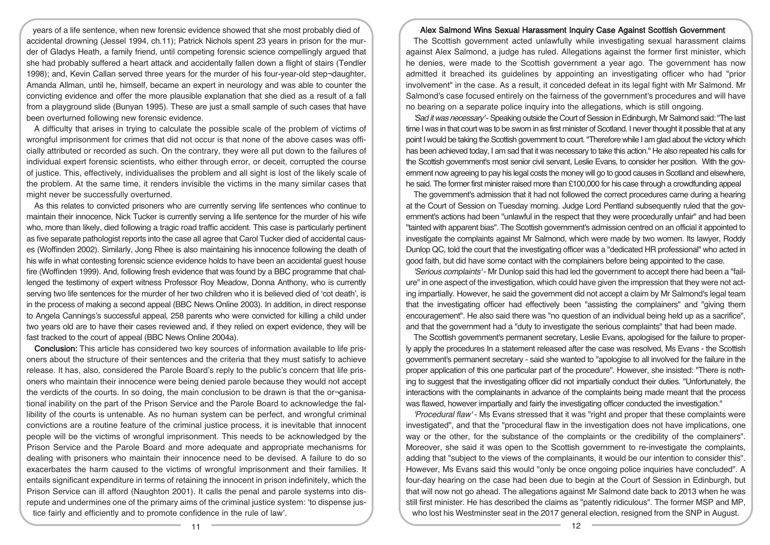years of a life sentence, when new forensic evidence showed that she most probably died of accidental drowning (Jessel 1994, ch.11); Patrick Nichols spent 23 years in prison for the murder of Gladys Heath, a family friend, until competing forensic science compellingly argued that she had probably suffered a heart attack and accidentally fallen down a flight of stairs (Tendler 1998); and, Kevin Callan served three years for the murder of his four-year-old step¬daughter, Amanda Allman, until he, himself, became an expert in neurology and was able to counter the convicting evidence and offer the more plausible explanation that she died as a result of a fall from a playground slide (Bunyan 1995). These are just a small sample of such cases that have been overturned following new forensic evidence.

A difficulty that arises in trying to calculate the possible scale of the problem of victims of wrongful imprisonment for crimes that did not occur is that none of the above cases was officially attributed or recorded as such. On the contrary, they were all put down to the failures of individual expert forensic scientists, who either through error, or deceit, corrupted the course of justice. This, effectively, individualises the problem and all sight is lost of the likely scale of the problem. At the same time, it renders invisible the victims in the many similar cases that might never be successfully overturned.

As this relates to convicted prisoners who are currently serving life sentences who continue to maintain their innocence, Nick Tucker is currently serving a life sentence for the murder of his wife who, more than likely, died following a tragic road traffic accident. This case is particularly pertinent as five separate pathologist reports into the case all agree that Carol Tucker died of accidental causes (Woffinden 2002). Similarly, Jong Rhee is also maintaining his innocence following the death of his wife in what contesting forensic science evidence holds to have been an accidental guest house fire (Woffinden 1999). And, following fresh evidence that was found by a BBC programme that challenged the testimony of expert witness Professor Roy Meadow, Donna Anthony, who is currently serving two life sentences for the murder of her two children who it is believed died of 'cot death', is in the process of making a second appeal (BBC News Online 2003). In addition, in direct response to Angela Cannings's successful appeal, 258 parents who were convicted for killing a child under two years old are to have their cases reviewed and, if they relied on expert evidence, they will be fast tracked to the court of appeal (BBC News Online 2004a).

**Conclusion:** This article has considered two key sources of information available to life prisoners about the structure of their sentences and the criteria that they must satisfy to achieve release. It has, also, considered the Parole Board's reply to the public's concern that life prisoners who maintain their innocence were being denied parole because they would not accept the verdicts of the courts. In so doing, the main conclusion to be drawn is that the or¬ganisational inability on the part of the Prison Service and the Parole Board to acknowledge the fallibility of the courts is untenable. As no human system can be perfect, and wrongful criminal convictions are a routine feature of the criminal justice process, it is inevitable that innocent people will be the victims of wrongful imprisonment. This needs to be acknowledged by the Prison Service and the Parole Board and more adequate and appropriate mechanisms for dealing with prisoners who maintain their innocence need to be devised. A failure to do so exacerbates the harm caused to the victims of wrongful imprisonment and their families. It entails significant expenditure in terms of retaining the innocent in prison indefinitely, which the Prison Service can ill afford (Naughton 2001). It calls the penal and parole systems into disrepute and undermines one of the primary aims of the criminal justice system: 'to dispense justice fairly and efficiently and to promote confidence in the rule of law'.

## Alex Salmond Wins Sexual Harassment Inquiry Case Against Scottish Government

The Scottish government acted unlawfully while investigating sexual harassment claims against Alex Salmond, a judge has ruled. Allegations against the former first minister, which he denies, were made to the Scottish government a year ago. The government has now admitted it breached its guidelines by appointing an investigating officer who had "prior involvement" in the case. As a result, it conceded defeat in its legal fight with Mr Salmond. Mr Salmond's case focused entirely on the fairness of the government's procedures and will have no bearing on a separate police inquiry into the allegations, which is still ongoing.

*'Sad it was necessary'* - Speaking outside the Court of Session in Edinburgh, Mr Salmond said: "The last time I was in that court was to be sworn in as first minister of Scotland. I never thought it possible that at any point I would be taking the Scottish government to court. "Therefore while I am glad about the victory which has been achieved today, I am sad that it was necessary to take this action." He also repeated his calls for the Scottish government's most senior civil servant, Leslie Evans, to consider her position. With the government now agreeing to pay his legal costs the money will go to good causes in Scotland and elsewhere, he said. The former first minister raised more than £100,000 for his case through a crowdfunding appeal

The government's admission that it had not followed the correct procedures came during a hearing at the Court of Session on Tuesday morning. Judge Lord Pentland subsequently ruled that the government's actions had been "unlawful in the respect that they were procedurally unfair" and had been "tainted with apparent bias". The Scottish government's admission centred on an official it appointed to investigate the complaints against Mr Salmond, which were made by two women. Its lawyer, Roddy Dunlop QC, told the court that the investigating officer was a "dedicated HR professional" who acted in good faith, but did have some contact with the complainers before being appointed to the case.

*'Serious complaints'* - Mr Dunlop said this had led the government to accept there had been a "failure" in one aspect of the investigation, which could have given the impression that they were not acting impartially. However, he said the government did not accept a claim by Mr Salmond's legal team that the investigating officer had effectively been "assisting the complainers" and "giving them encouragement". He also said there was "no question of an individual being held up as a sacrifice", and that the government had a "duty to investigate the serious complaints" that had been made.

The Scottish government's permanent secretary, Leslie Evans, apologised for the failure to properly apply the procedures In a statement released after the case was resolved, Ms Evans - the Scottish government's permanent secretary - said she wanted to "apologise to all involved for the failure in the proper application of this one particular part of the procedure". However, she insisted: "There is nothing to suggest that the investigating officer did not impartially conduct their duties. "Unfortunately, the interactions with the complainants in advance of the complaints being made meant that the process was flawed, however impartially and fairly the investigating officer conducted the investigation."

*'Procedural flaw'* - Ms Evans stressed that it was "right and proper that these complaints were investigated", and that the "procedural flaw in the investigation does not have implications, one way or the other, for the substance of the complaints or the credibility of the complainers". Moreover, she said it was open to the Scottish government to re-investigate the complaints, adding that "subject to the views of the complainants, it would be our intention to consider this". However, Ms Evans said this would "only be once ongoing police inquiries have concluded". A four-day hearing on the case had been due to begin at the Court of Session in Edinburgh, but that will now not go ahead. The allegations against Mr Salmond date back to 2013 when he was still first minister. He has described the claims as "patently ridiculous". The former MSP and MP, who lost his Westminster seat in the 2017 general election, resigned from the SNP in August.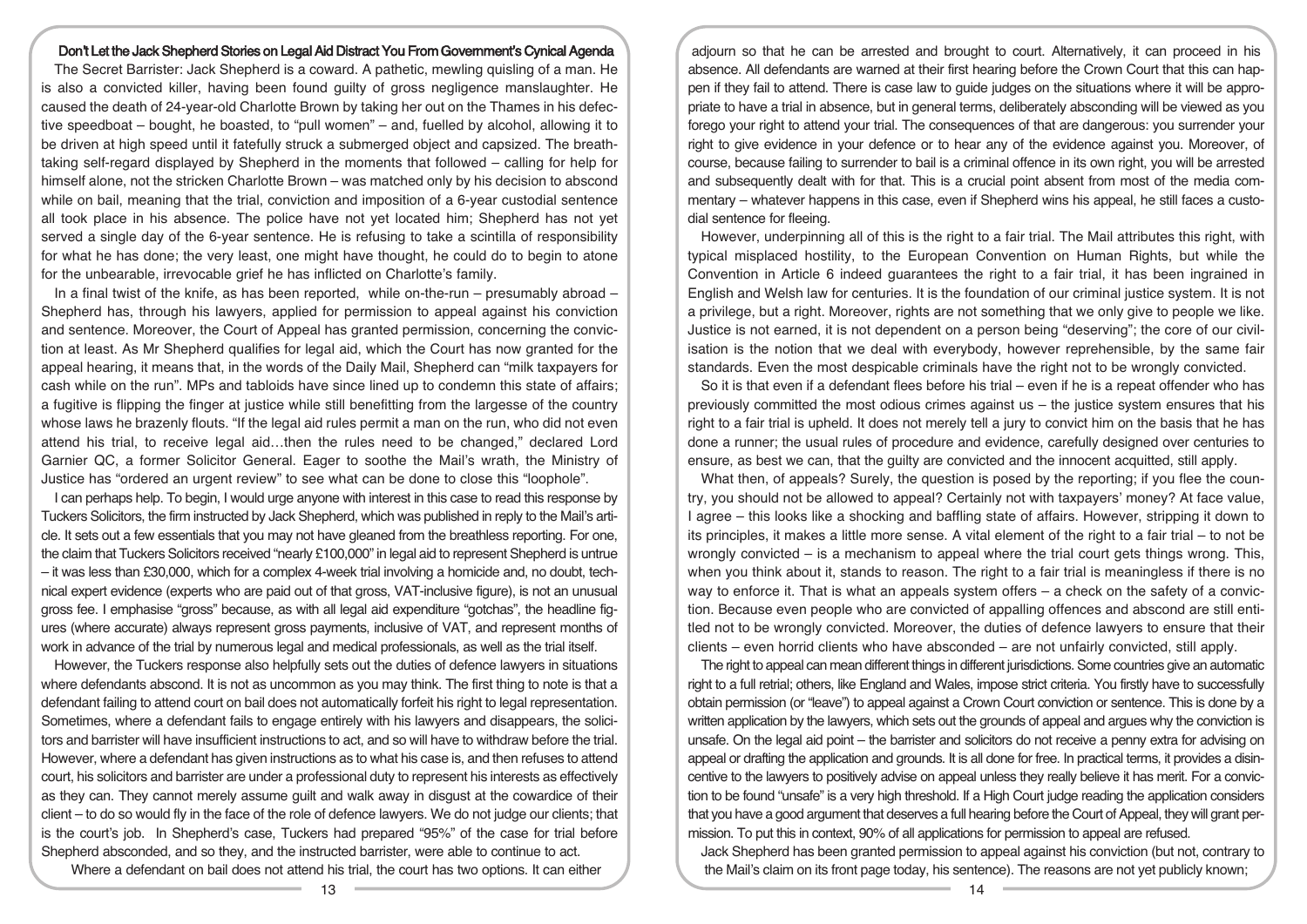## Don't Let the Jack Shepherd Stories on Legal Aid Distract You From Government's Cynical Agenda

The Secret Barrister: Jack Shepherd is a coward. A pathetic, mewling quisling of a man. He is also a convicted killer, having been found guilty of gross negligence manslaughter. He caused the death of 24-year-old Charlotte Brown by taking her out on the Thames in his defective speedboat – bought, he boasted, to "pull women" – and, fuelled by alcohol, allowing it to be driven at high speed until it fatefully struck a submerged object and capsized. The breathtaking self-regard displayed by Shepherd in the moments that followed – calling for help for himself alone, not the stricken Charlotte Brown – was matched only by his decision to abscond while on bail, meaning that the trial, conviction and imposition of a 6-year custodial sentence all took place in his absence. The police have not yet located him; Shepherd has not yet served a single day of the 6-year sentence. He is refusing to take a scintilla of responsibility for what he has done; the very least, one might have thought, he could do to begin to atone for the unbearable, irrevocable grief he has inflicted on Charlotte's family.

In a final twist of the knife, as has been reported, while on-the-run – presumably abroad – Shepherd has, through his lawyers, applied for permission to appeal against his conviction and sentence. Moreover, the Court of Appeal has granted permission, concerning the conviction at least. As Mr Shepherd qualifies for legal aid, which the Court has now granted for the appeal hearing, it means that, in the words of the Daily Mail, Shepherd can "milk taxpayers for cash while on the run". MPs and tabloids have since lined up to condemn this state of affairs; a fugitive is flipping the finger at justice while still benefitting from the largesse of the country whose laws he brazenly flouts. "If the legal aid rules permit a man on the run, who did not even attend his trial, to receive legal aid…then the rules need to be changed," declared Lord Garnier QC, a former Solicitor General. Eager to soothe the Mail's wrath, the Ministry of Justice has "ordered an urgent review" to see what can be done to close this "loophole".

I can perhaps help. To begin, I would urge anyone with interest in this case to read this response by Tuckers Solicitors, the firm instructed by Jack Shepherd, which was published in reply to the Mail's article. It sets out a few essentials that you may not have gleaned from the breathless reporting. For one, the claim that Tuckers Solicitors received "nearly £100,000" in legal aid to represent Shepherd is untrue – it was less than £30,000, which for a complex 4-week trial involving a homicide and, no doubt, technical expert evidence (experts who are paid out of that gross, VAT-inclusive figure), is not an unusual gross fee. I emphasise "gross" because, as with all legal aid expenditure "gotchas", the headline figures (where accurate) always represent gross payments, inclusive of VAT, and represent months of work in advance of the trial by numerous legal and medical professionals, as well as the trial itself.

However, the Tuckers response also helpfully sets out the duties of defence lawyers in situations where defendants abscond. It is not as uncommon as you may think. The first thing to note is that a defendant failing to attend court on bail does not automatically forfeit his right to legal representation. Sometimes, where a defendant fails to engage entirely with his lawyers and disappears, the solicitors and barrister will have insufficient instructions to act, and so will have to withdraw before the trial. However, where a defendant has given instructions as to what his case is, and then refuses to attend court, his solicitors and barrister are under a professional duty to represent his interests as effectively as they can. They cannot merely assume guilt and walk away in disgust at the cowardice of their client – to do so would fly in the face of the role of defence lawyers. We do not judge our clients; that is the court's job. In Shepherd's case, Tuckers had prepared "95%" of the case for trial before Shepherd absconded, and so they, and the instructed barrister, were able to continue to act.

Where a defendant on bail does not attend his trial, the court has two options. It can either adjourn so that he can be arrested and brought to court. Alternatively, it can proceed in his absence. All defendants are warned at their first hearing before the Crown Court that this can happen if they fail to attend. There is case law to guide judges on the situations where it will be appropriate to have a trial in absence, but in general terms, deliberately absconding will be viewed as you forego your right to attend your trial. The consequences of that are dangerous: you surrender your right to give evidence in your defence or to hear any of the evidence against you. Moreover, of course, because failing to surrender to bail is a criminal offence in its own right, you will be arrested and subsequently dealt with for that. This is a crucial point absent from most of the media commentary – whatever happens in this case, even if Shepherd wins his appeal, he still faces a custodial sentence for fleeing.

However, underpinning all of this is the right to a fair trial. The Mail attributes this right, with typical misplaced hostility, to the European Convention on Human Rights, but while the Convention in Article 6 indeed guarantees the right to a fair trial, it has been ingrained in English and Welsh law for centuries. It is the foundation of our criminal justice system. It is not a privilege, but a right. Moreover, rights are not something that we only give to people we like. Justice is not earned, it is not dependent on a person being "deserving"; the core of our civilisation is the notion that we deal with everybody, however reprehensible, by the same fair standards. Even the most despicable criminals have the right not to be wrongly convicted.

So it is that even if a defendant flees before his trial – even if he is a repeat offender who has previously committed the most odious crimes against us – the justice system ensures that his right to a fair trial is upheld. It does not merely tell a jury to convict him on the basis that he has done a runner; the usual rules of procedure and evidence, carefully designed over centuries to ensure, as best we can, that the guilty are convicted and the innocent acquitted, still apply.

What then, of appeals? Surely, the question is posed by the reporting; if you flee the country, you should not be allowed to appeal? Certainly not with taxpayers' money? At face value, I agree – this looks like a shocking and baffling state of affairs. However, stripping it down to its principles, it makes a little more sense. A vital element of the right to a fair trial – to not be wrongly convicted – is a mechanism to appeal where the trial court gets things wrong. This, when you think about it, stands to reason. The right to a fair trial is meaningless if there is no way to enforce it. That is what an appeals system offers – a check on the safety of a conviction. Because even people who are convicted of appalling offences and abscond are still entitled not to be wrongly convicted. Moreover, the duties of defence lawyers to ensure that their clients – even horrid clients who have absconded – are not unfairly convicted, still apply.

The right to appeal can mean different things in different jurisdictions. Some countries give an automatic right to a full retrial; others, like England and Wales, impose strict criteria. You firstly have to successfully obtain permission (or "leave") to appeal against a Crown Court conviction or sentence. This is done by a written application by the lawyers, which sets out the grounds of appeal and argues why the conviction is unsafe. On the legal aid point – the barrister and solicitors do not receive a penny extra for advising on appeal or drafting the application and grounds. It is all done for free. In practical terms, it provides a disincentive to the lawyers to positively advise on appeal unless they really believe it has merit. For a conviction to be found "unsafe" is a very high threshold. If a High Court judge reading the application considers that you have a good argument that deserves a full hearing before the Court of Appeal, they will grant permission. To put this in context, 90% of all applications for permission to appeal are refused.

Jack Shepherd has been granted permission to appeal against his conviction (but not, contrary to the Mail's claim on its front page today, his sentence). The reasons are not yet publicly known;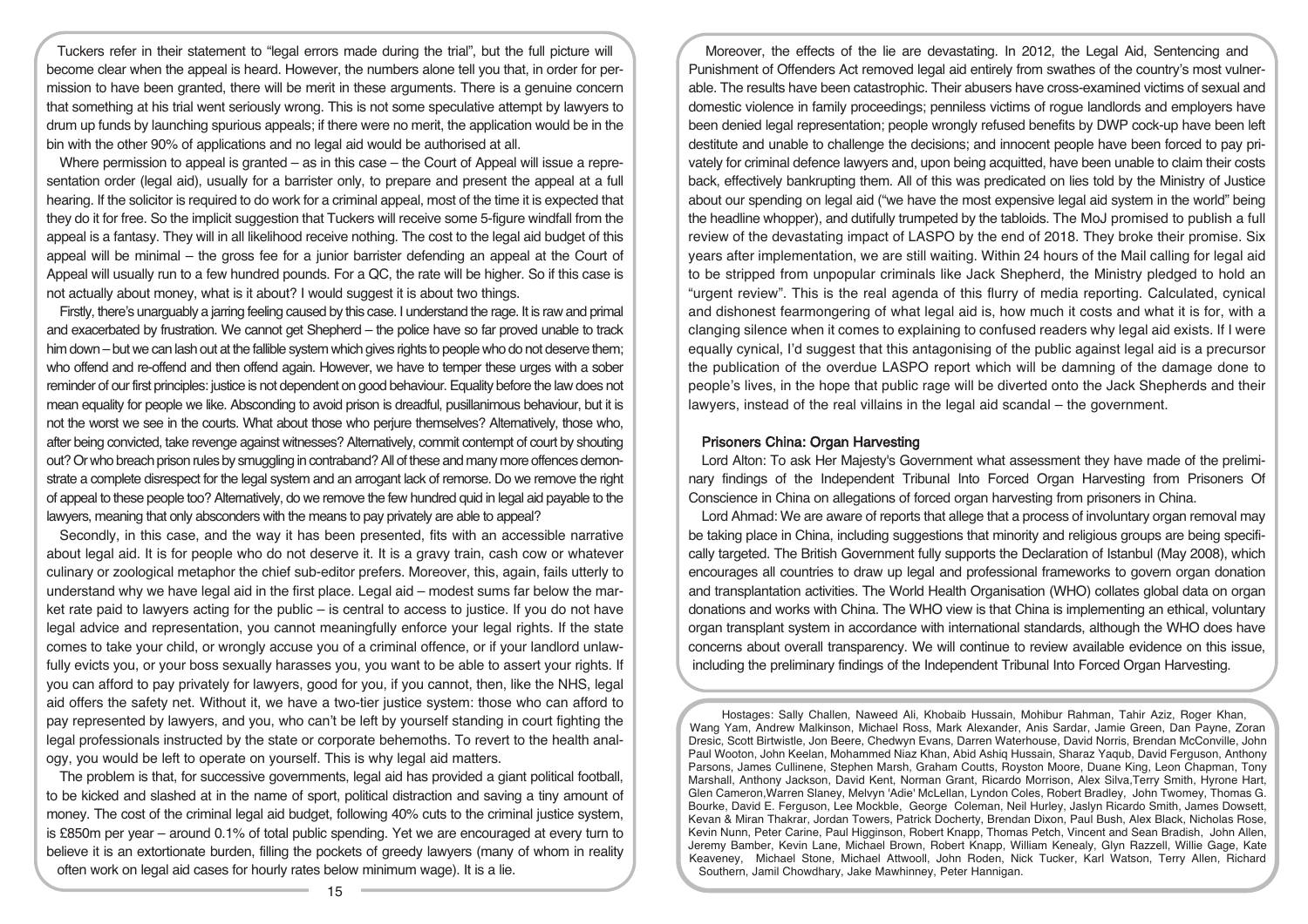Tuckers refer in their statement to "legal errors made during the trial", but the full picture will become clear when the appeal is heard. However, the numbers alone tell you that, in order for permission to have been granted, there will be merit in these arguments. There is a genuine concern that something at his trial went seriously wrong. This is not some speculative attempt by lawyers to drum up funds by launching spurious appeals; if there were no merit, the application would be in the bin with the other 90% of applications and no legal aid would be authorised at all.

Where permission to appeal is granted – as in this case – the Court of Appeal will issue a representation order (legal aid), usually for a barrister only, to prepare and present the appeal at a full hearing. If the solicitor is required to do work for a criminal appeal, most of the time it is expected that they do it for free. So the implicit suggestion that Tuckers will receive some 5-figure windfall from the appeal is a fantasy. They will in all likelihood receive nothing. The cost to the legal aid budget of this appeal will be minimal – the gross fee for a junior barrister defending an appeal at the Court of Appeal will usually run to a few hundred pounds. For a QC, the rate will be higher. So if this case is not actually about money, what is it about? I would suggest it is about two things.

Firstly, there's unarguably a jarring feeling caused by this case. I understand the rage. It is raw and primal and exacerbated by frustration. We cannot get Shepherd – the police have so far proved unable to track him down – but we can lash out at the fallible system which gives rights to people who do not deserve them; who offend and re-offend and then offend again. However, we have to temper these urges with a sober reminder of our first principles: justice is not dependent on good behaviour. Equality before the law does not mean equality for people we like. Absconding to avoid prison is dreadful, pusillanimous behaviour, but it is not the worst we see in the courts. What about those who perjure themselves? Alternatively, those who, after being convicted, take revenge against witnesses? Alternatively, commit contempt of court by shouting out? Or who breach prison rules by smuggling in contraband? All of these and many more offences demonstrate a complete disrespect for the legal system and an arrogant lack of remorse. Do we remove the right of appeal to these people too? Alternatively, do we remove the few hundred quid in legal aid payable to the lawyers, meaning that only absconders with the means to pay privately are able to appeal?

Secondly, in this case, and the way it has been presented, fits with an accessible narrative about legal aid. It is for people who do not deserve it. It is a gravy train, cash cow or whatever culinary or zoological metaphor the chief sub-editor prefers. Moreover, this, again, fails utterly to understand why we have legal aid in the first place. Legal aid – modest sums far below the market rate paid to lawyers acting for the public – is central to access to justice. If you do not have legal advice and representation, you cannot meaningfully enforce your legal rights. If the state comes to take your child, or wrongly accuse you of a criminal offence, or if your landlord unlawfully evicts you, or your boss sexually harasses you, you want to be able to assert your rights. If you can afford to pay privately for lawyers, good for you, if you cannot, then, like the NHS, legal aid offers the safety net. Without it, we have a two-tier justice system: those who can afford to pay represented by lawyers, and you, who can't be left by yourself standing in court fighting the legal professionals instructed by the state or corporate behemoths. To revert to the health analogy, you would be left to operate on yourself. This is why legal aid matters.

The problem is that, for successive governments, legal aid has provided a giant political football, to be kicked and slashed at in the name of sport, political distraction and saving a tiny amount of money. The cost of the criminal legal aid budget, following 40% cuts to the criminal justice system, is £850m per year – around 0.1% of total public spending. Yet we are encouraged at every turn to believe it is an extortionate burden, filling the pockets of greedy lawyers (many of whom in reality often work on legal aid cases for hourly rates below minimum wage). It is a lie.

Moreover, the effects of the lie are devastating. In 2012, the Legal Aid, Sentencing and Punishment of Offenders Act removed legal aid entirely from swathes of the country's most vulnerable. The results have been catastrophic. Their abusers have cross-examined victims of sexual and domestic violence in family proceedings; penniless victims of rogue landlords and employers have been denied legal representation; people wrongly refused benefits by DWP cock-up have been left destitute and unable to challenge the decisions; and innocent people have been forced to pay privately for criminal defence lawyers and, upon being acquitted, have been unable to claim their costs back, effectively bankrupting them. All of this was predicated on lies told by the Ministry of Justice about our spending on legal aid ("we have the most expensive legal aid system in the world" being the headline whopper), and dutifully trumpeted by the tabloids. The MoJ promised to publish a full review of the devastating impact of LASPO by the end of 2018. They broke their promise. Six years after implementation, we are still waiting. Within 24 hours of the Mail calling for legal aid to be stripped from unpopular criminals like Jack Shepherd, the Ministry pledged to hold an "urgent review". This is the real agenda of this flurry of media reporting. Calculated, cynical and dishonest fearmongering of what legal aid is, how much it costs and what it is for, with a clanging silence when it comes to explaining to confused readers why legal aid exists. If I were equally cynical, I'd suggest that this antagonising of the public against legal aid is a precursor the publication of the overdue LASPO report which will be damning of the damage done to people's lives, in the hope that public rage will be diverted onto the Jack Shepherds and their lawyers, instead of the real villains in the legal aid scandal – the government.

## Prisoners China: Organ Harvesting

Lord Alton: To ask Her Majesty's Government what assessment they have made of the preliminary findings of the Independent Tribunal Into Forced Organ Harvesting from Prisoners Of Conscience in China on allegations of forced organ harvesting from prisoners in China.

Lord Ahmad: We are aware of reports that allege that a process of involuntary organ removal may be taking place in China, including suggestions that minority and religious groups are being specifically targeted. The British Government fully supports the Declaration of Istanbul (May 2008), which encourages all countries to draw up legal and professional frameworks to govern organ donation and transplantation activities. The World Health Organisation (WHO) collates global data on organ donations and works with China. The WHO view is that China is implementing an ethical, voluntary organ transplant system in accordance with international standards, although the WHO does have concerns about overall transparency. We will continue to review available evidence on this issue, including the preliminary findings of the Independent Tribunal Into Forced Organ Harvesting.

Hostages: Sally Challen, Naweed Ali, Khobaib Hussain, Mohibur Rahman, Tahir Aziz, Roger Khan, Wang Yam, Andrew Malkinson, Michael Ross, Mark Alexander, Anis Sardar, Jamie Green, Dan Payne, Zoran Dresic, Scott Birtwistle, Jon Beere, Chedwyn Evans, Darren Waterhouse, David Norris, Brendan McConville, John Paul Wooton, John Keelan, Mohammed Niaz Khan, Abid Ashiq Hussain, Sharaz Yaqub, David Ferguson, Anthony Parsons, James Cullinene, Stephen Marsh, Graham Coutts, Royston Moore, Duane King, Leon Chapman, Tony Marshall, Anthony Jackson, David Kent, Norman Grant, Ricardo Morrison, Alex Silva,Terry Smith, Hyrone Hart, Glen Cameron,Warren Slaney, Melvyn 'Adie' McLellan, Lyndon Coles, Robert Bradley, John Twomey, Thomas G. Bourke, David E. Ferguson, Lee Mockble, George Coleman, Neil Hurley, Jaslyn Ricardo Smith, James Dowsett, Kevan & Miran Thakrar, Jordan Towers, Patrick Docherty, Brendan Dixon, Paul Bush, Alex Black, Nicholas Rose, Kevin Nunn, Peter Carine, Paul Higginson, Robert Knapp, Thomas Petch, Vincent and Sean Bradish, John Allen, Jeremy Bamber, Kevin Lane, Michael Brown, Robert Knapp, William Kenealy, Glyn Razzell, Willie Gage, Kate Keaveney, Michael Stone, Michael Attwooll, John Roden, Nick Tucker, Karl Watson, Terry Allen, Richard Southern, Jamil Chowdhary, Jake Mawhinney, Peter Hannigan.